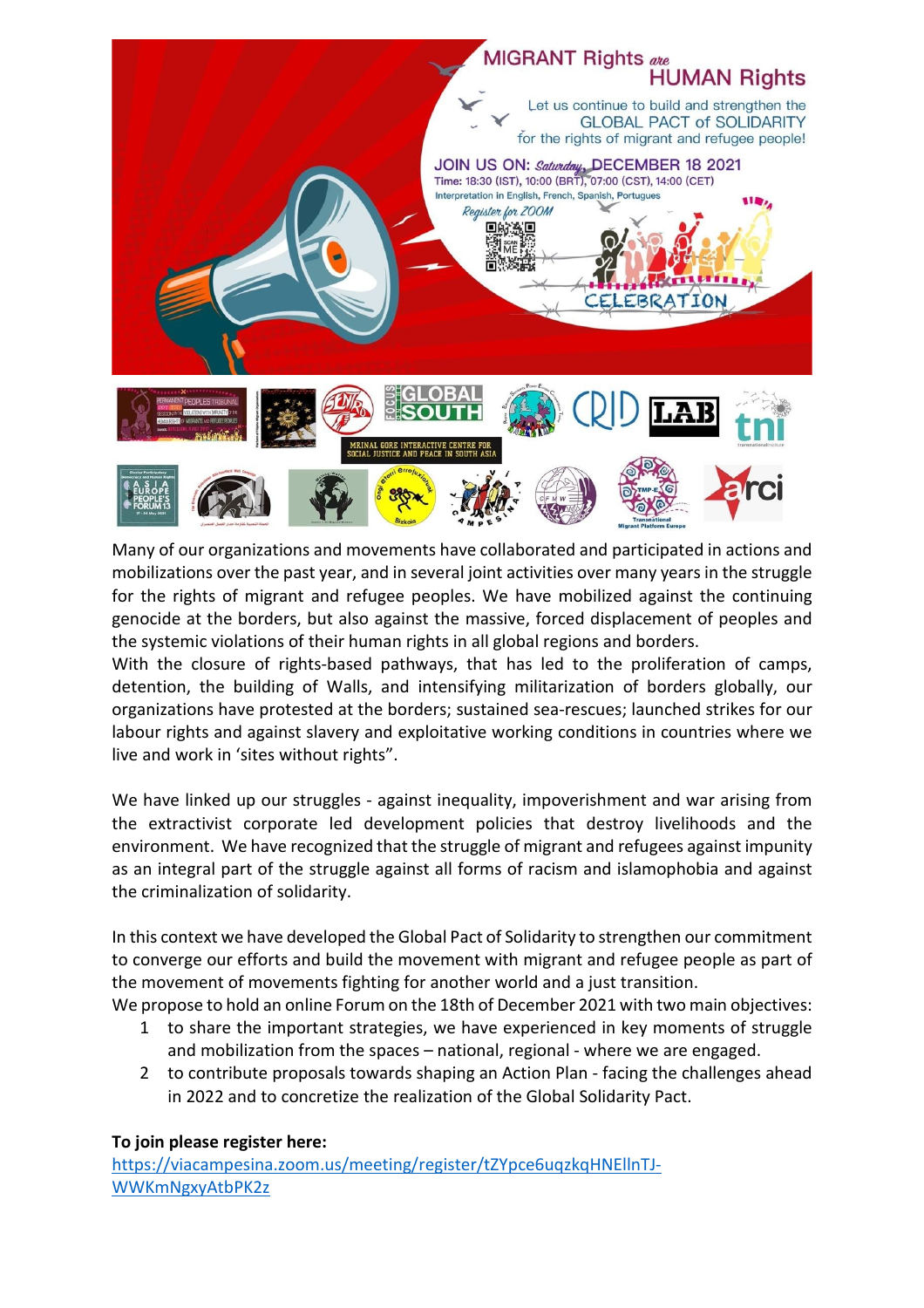MIGRANT Rights *are* HUMAN Rights

Let us continue to build and strengthen the GLOBAL PACT of SOLIDARITY for the rights of migrant and refugee people!

JOIN US ON: *Saturday* DECEMBER 18 2021

Time: 18:30 (IST), 10:00 (BRT), 07:00 (CST), 14:00 (CET)

Interpretation in English, French, Spanish, Portugues

*Register for ZOOM*

CELEBRATION

Many of our organizations and movements have collaborated and participated in actions and mobilizations over the past year, and in several joint activities over many years in the struggle for the rights of migrant and refugee peoples. We have mobilized against the continuing genocide at the borders, but also against the massive, forced displacement of peoples and the systemic violations of their human rights in all global regions and borders.
With the closure of rights-based pathways, that has led to the proliferation of camps, detention, the building of Walls, and intensifying militarization of borders globally, our organizations have protested at the borders; sustained sea-rescues; launched strikes for our labour rights and against slavery and exploitative working conditions in countries where we live and work in 'sites without rights".

We have linked up our struggles - against inequality, impoverishment and war arising from the extractivist corporate led development policies that destroy livelihoods and the environment. We have recognized that the struggle of migrant and refugees against impunity as an integral part of the struggle against all forms of racism and islamophobia and against the criminalization of solidarity.

In this context we have developed the Global Pact of Solidarity to strengthen our commitment to converge our efforts and build the movement with migrant and refugee people as part of the movement of movements fighting for another world and a just transition.
We propose to hold an online Forum on the 18th of December 2021 with two main objectives:

1. to share the important strategies, we have experienced in key moments of struggle and mobilization from the spaces – national, regional - where we are engaged.
2. to contribute proposals towards shaping an Action Plan - facing the challenges ahead in 2022 and to concretize the realization of the Global Solidarity Pact.

**To join please register here:**
https://viacampesina.zoom.us/meeting/register/tZYpce6uqzkqHNEllnTJ-WWKmNgxyAtbPK2z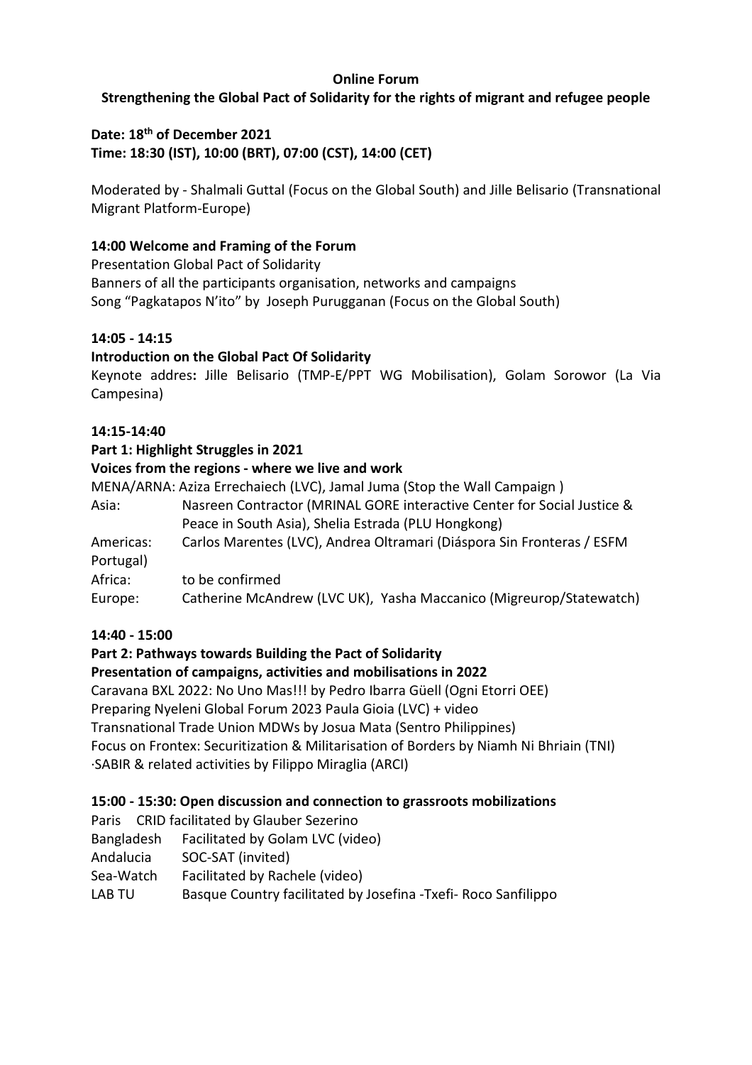**Online Forum**

**Strengthening the Global Pact of Solidarity for the rights of migrant and refugee people**

**Date: 18th of December 2021**
**Time: 18:30 (IST), 10:00 (BRT), 07:00 (CST), 14:00 (CET)**

Moderated by - Shalmali Guttal (Focus on the Global South) and Jille Belisario (Transnational Migrant Platform-Europe)

**14:00 Welcome and Framing of the Forum**

Presentation Global Pact of Solidarity
Banners of all the participants organisation, networks and campaigns
Song "Pagkatapos N'ito" by Joseph Purugganan (Focus on the Global South)

**14:05 - 14:15**

**Introduction on the Global Pact Of Solidarity**

Keynote addres**:** Jille Belisario (TMP-E/PPT WG Mobilisation), Golam Sorowor (La Via Campesina)

**14:15-14:40**

**Part 1: Highlight Struggles in 2021**

**Voices from the regions - where we live and work**

MENA/ARNA: Aziza Errechaiech (LVC), Jamal Juma (Stop the Wall Campaign )

Asia: Nasreen Contractor (MRINAL GORE interactive Center for Social Justice & Peace in South Asia), Shelia Estrada (PLU Hongkong)

Americas: Carlos Marentes (LVC), Andrea Oltramari (Diáspora Sin Fronteras / ESFM Portugal)

Africa: to be confirmed

Europe: Catherine McAndrew (LVC UK), Yasha Maccanico (Migreurop/Statewatch)

**14:40 - 15:00**

**Part 2: Pathways towards Building the Pact of Solidarity**

**Presentation of campaigns, activities and mobilisations in 2022**

Caravana BXL 2022: No Uno Mas!!! by Pedro Ibarra Güell (Ogni Etorri OEE)
Preparing Nyeleni Global Forum 2023 Paula Gioia (LVC) + video
Transnational Trade Union MDWs by Josua Mata (Sentro Philippines)
Focus on Frontex: Securitization & Militarisation of Borders by Niamh Ni Bhriain (TNI)
·SABIR & related activities by Filippo Miraglia (ARCI)

**15:00 - 15:30: Open discussion and connection to grassroots mobilizations**

Paris CRID facilitated by Glauber Sezerino
Bangladesh Facilitated by Golam LVC (video)
Andalucia SOC-SAT (invited)
Sea-Watch Facilitated by Rachele (video)
LAB TU Basque Country facilitated by Josefina -Txefi- Roco Sanfilippo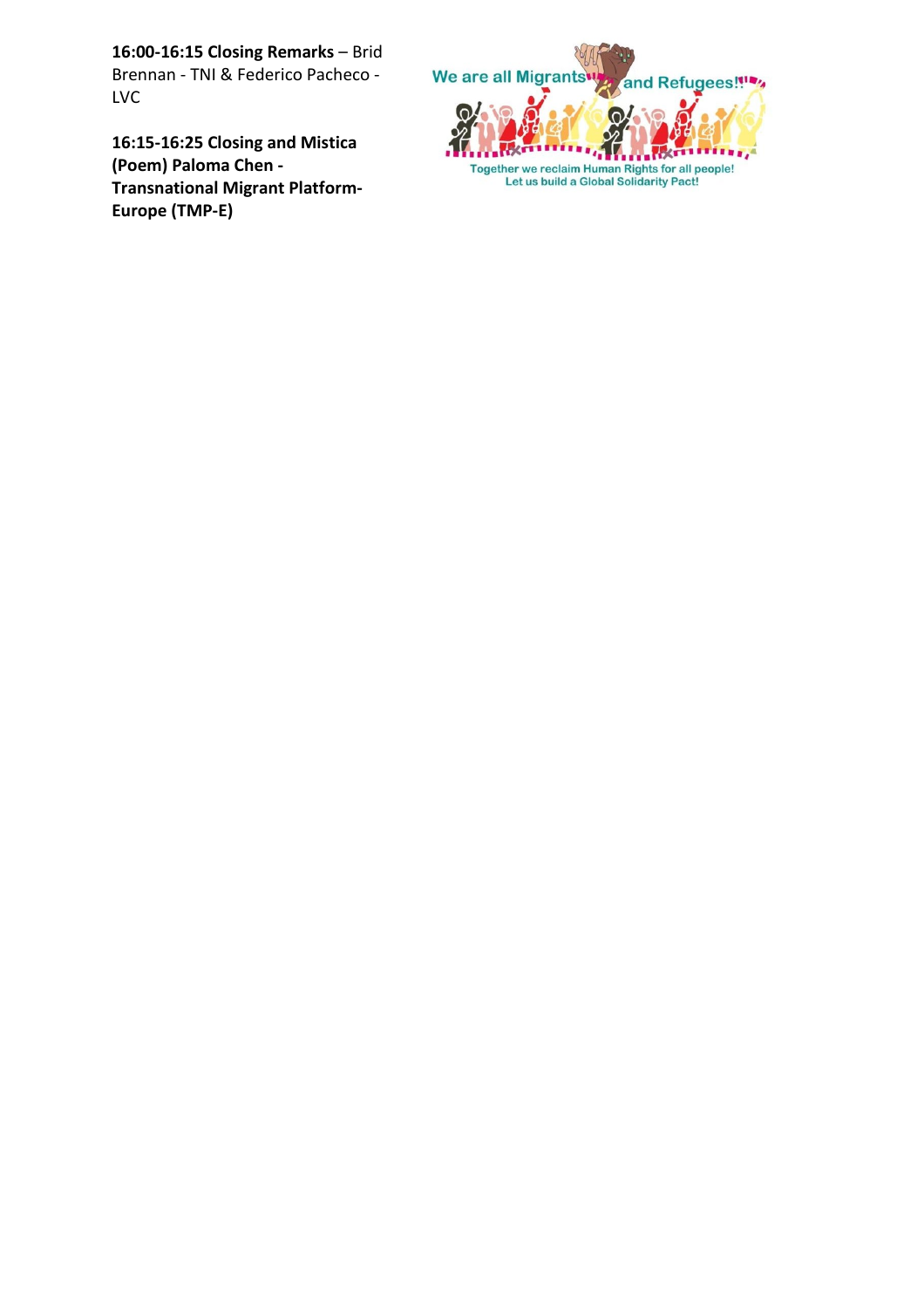**16:00-16:15 Closing Remarks** – Brid Brennan - TNI & Federico Pacheco - LVC

**16:15-16:25 Closing and Mistica (Poem) Paloma Chen - Transnational Migrant Platform-Europe (TMP-E)**